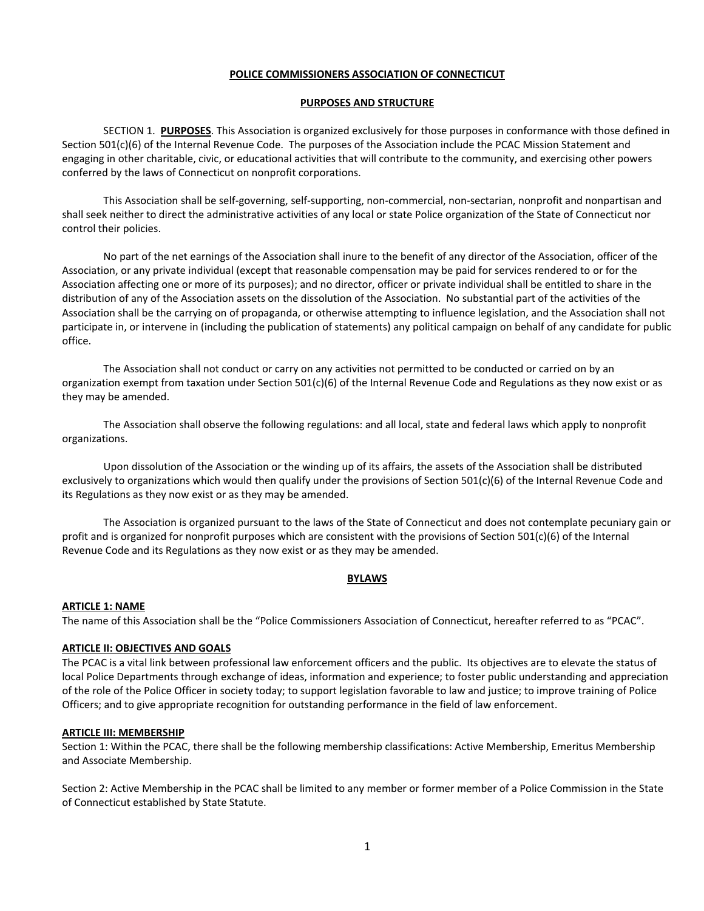# POLICE COMMISSIONERS ASSOCIATION OF CONNECTICUT

## PURPOSES AND STRUCTURE

SECTION 1. **PURPOSES**. This Association is organized exclusively for those purposes in conformance with those defined in Section 501(c)(6) of the Internal Revenue Code. The purposes of the Association include the PCAC Mission Statement and engaging in other charitable, civic, or educational activities that will contribute to the community, and exercising other powers conferred by the laws of Connecticut on nonprofit corporations.

This Association shall be self-governing, self-supporting, non-commercial, non-sectarian, nonprofit and nonpartisan and shall seek neither to direct the administrative activities of any local or state Police organization of the State of Connecticut nor control their policies.

No part of the net earnings of the Association shall inure to the benefit of any director of the Association, officer of the Association, or any private individual (except that reasonable compensation may be paid for services rendered to or for the Association affecting one or more of its purposes); and no director, officer or private individual shall be entitled to share in the distribution of any of the Association assets on the dissolution of the Association. No substantial part of the activities of the Association shall be the carrying on of propaganda, or otherwise attempting to influence legislation, and the Association shall not participate in, or intervene in (including the publication of statements) any political campaign on behalf of any candidate for public office.

The Association shall not conduct or carry on any activities not permitted to be conducted or carried on by an organization exempt from taxation under Section 501(c)(6) of the Internal Revenue Code and Regulations as they now exist or as they may be amended.

The Association shall observe the following regulations: and all local, state and federal laws which apply to nonprofit organizations.

Upon dissolution of the Association or the winding up of its affairs, the assets of the Association shall be distributed exclusively to organizations which would then qualify under the provisions of Section 501(c)(6) of the Internal Revenue Code and its Regulations as they now exist or as they may be amended.

The Association is organized pursuant to the laws of the State of Connecticut and does not contemplate pecuniary gain or profit and is organized for nonprofit purposes which are consistent with the provisions of Section 501(c)(6) of the Internal Revenue Code and its Regulations as they now exist or as they may be amended.

## BYLAWS

### ARTICLE 1: NAME

The name of this Association shall be the "Police Commissioners Association of Connecticut, hereafter referred to as "PCAC".

### ARTICLE II: OBJECTIVES AND GOALS

The PCAC is a vital link between professional law enforcement officers and the public. Its objectives are to elevate the status of local Police Departments through exchange of ideas, information and experience; to foster public understanding and appreciation of the role of the Police Officer in society today; to support legislation favorable to law and justice; to improve training of Police Officers; and to give appropriate recognition for outstanding performance in the field of law enforcement.

### ARTICLE III: MEMBERSHIP

Section 1: Within the PCAC, there shall be the following membership classifications: Active Membership, Emeritus Membership and Associate Membership.

Section 2: Active Membership in the PCAC shall be limited to any member or former member of a Police Commission in the State of Connecticut established by State Statute.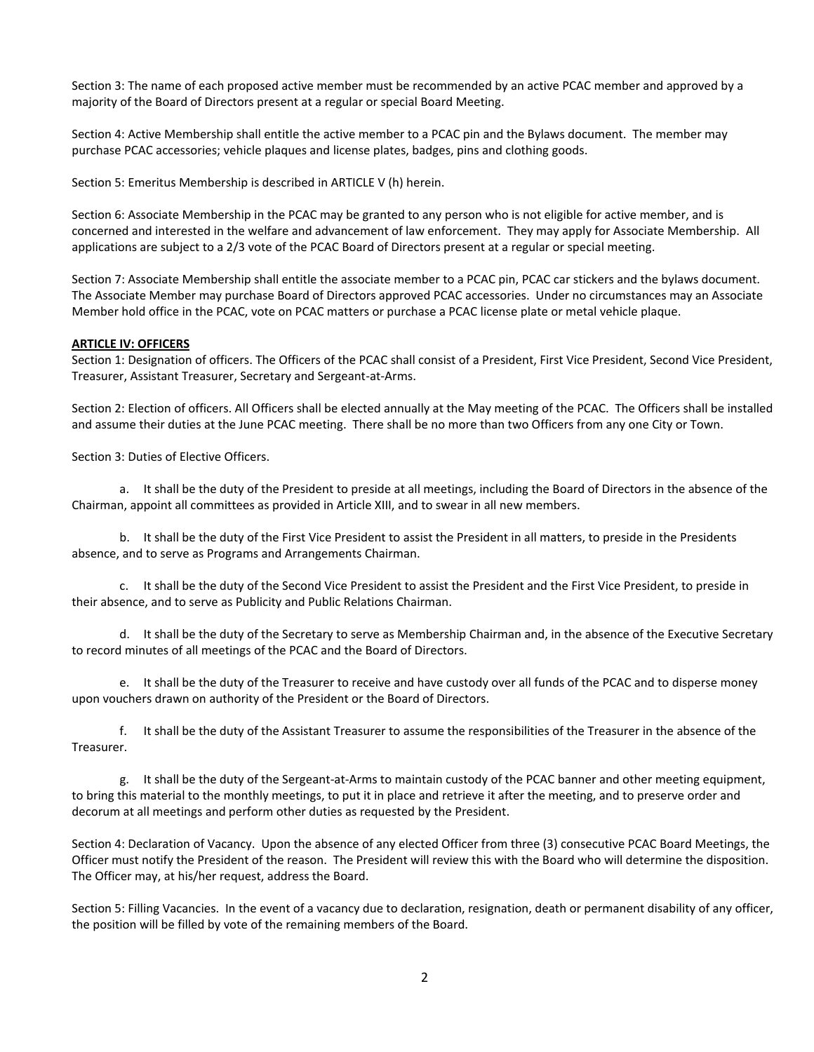Section 3: The name of each proposed active member must be recommended by an active PCAC member and approved by a majority of the Board of Directors present at a regular or special Board Meeting.

Section 4: Active Membership shall entitle the active member to a PCAC pin and the Bylaws document. The member may purchase PCAC accessories; vehicle plaques and license plates, badges, pins and clothing goods.

Section 5: Emeritus Membership is described in ARTICLE V (h) herein.

Section 6: Associate Membership in the PCAC may be granted to any person who is not eligible for active member, and is concerned and interested in the welfare and advancement of law enforcement. They may apply for Associate Membership. All applications are subject to a 2/3 vote of the PCAC Board of Directors present at a regular or special meeting.

Section 7: Associate Membership shall entitle the associate member to a PCAC pin, PCAC car stickers and the bylaws document. The Associate Member may purchase Board of Directors approved PCAC accessories. Under no circumstances may an Associate Member hold office in the PCAC, vote on PCAC matters or purchase a PCAC license plate or metal vehicle plaque.

## ARTICLE IV: OFFICERS

Section 1: Designation of officers. The Officers of the PCAC shall consist of a President, First Vice President, Second Vice President, Treasurer, Assistant Treasurer, Secretary and Sergeant-at-Arms.

Section 2: Election of officers. All Officers shall be elected annually at the May meeting of the PCAC. The Officers shall be installed and assume their duties at the June PCAC meeting. There shall be no more than two Officers from any one City or Town.

Section 3: Duties of Elective Officers.

a. It shall be the duty of the President to preside at all meetings, including the Board of Directors in the absence of the Chairman, appoint all committees as provided in Article XIII, and to swear in all new members.

b. It shall be the duty of the First Vice President to assist the President in all matters, to preside in the Presidents absence, and to serve as Programs and Arrangements Chairman.

c. It shall be the duty of the Second Vice President to assist the President and the First Vice President, to preside in their absence, and to serve as Publicity and Public Relations Chairman.

d. It shall be the duty of the Secretary to serve as Membership Chairman and, in the absence of the Executive Secretary to record minutes of all meetings of the PCAC and the Board of Directors.

e. It shall be the duty of the Treasurer to receive and have custody over all funds of the PCAC and to disperse money upon vouchers drawn on authority of the President or the Board of Directors.

f. It shall be the duty of the Assistant Treasurer to assume the responsibilities of the Treasurer in the absence of the Treasurer.

g. It shall be the duty of the Sergeant-at-Arms to maintain custody of the PCAC banner and other meeting equipment, to bring this material to the monthly meetings, to put it in place and retrieve it after the meeting, and to preserve order and decorum at all meetings and perform other duties as requested by the President.

Section 4: Declaration of Vacancy. Upon the absence of any elected Officer from three (3) consecutive PCAC Board Meetings, the Officer must notify the President of the reason. The President will review this with the Board who will determine the disposition. The Officer may, at his/her request, address the Board.

Section 5: Filling Vacancies. In the event of a vacancy due to declaration, resignation, death or permanent disability of any officer, the position will be filled by vote of the remaining members of the Board.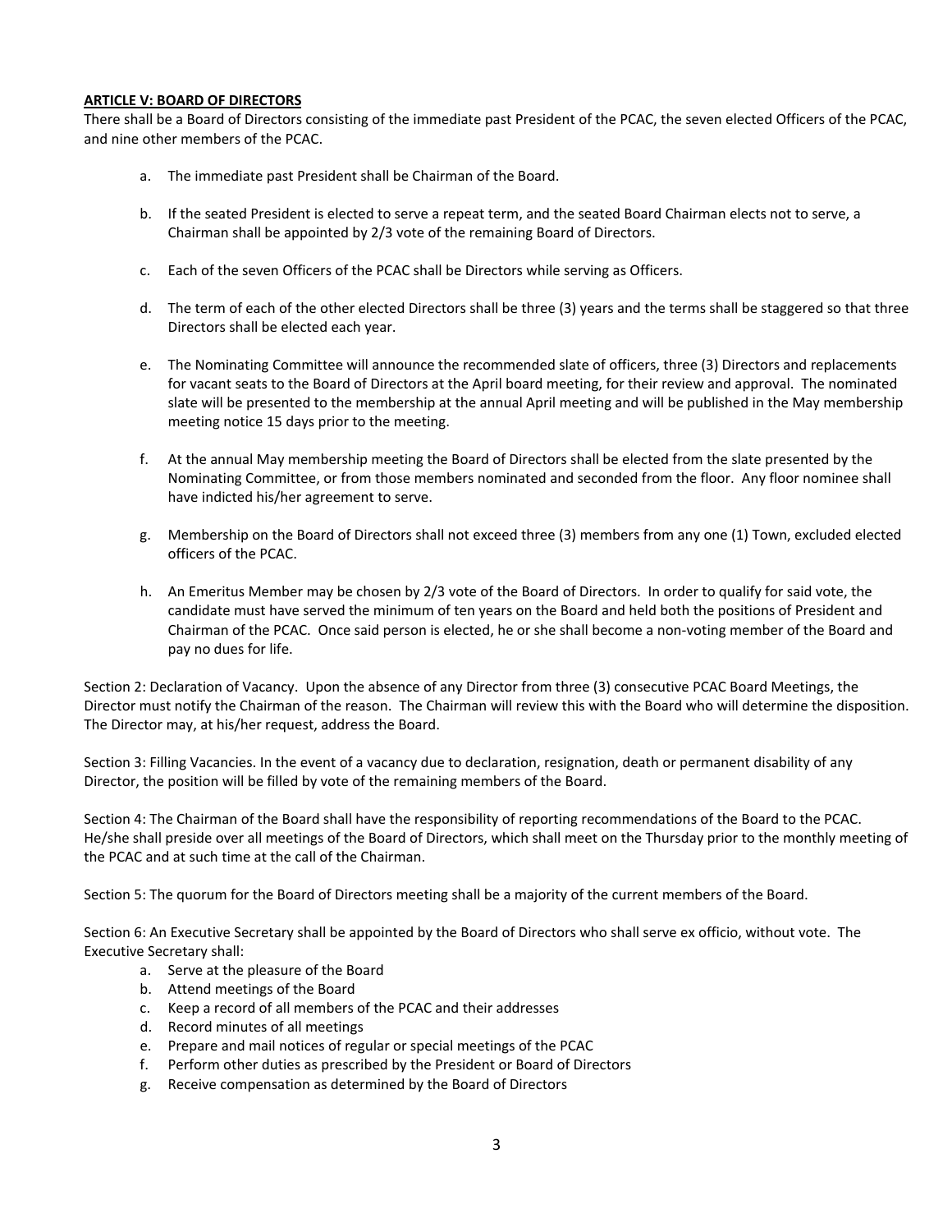**ARTICLE V: BOARD OF DIRECTORS**

There shall be a Board of Directors consisting of the immediate past President of the PCAC, the seven elected Officers of the PCAC, and nine other members of the PCAC.

a. The immediate past President shall be Chairman of the Board.

b. If the seated President is elected to serve a repeat term, and the seated Board Chairman elects not to serve, a Chairman shall be appointed by 2/3 vote of the remaining Board of Directors.

c. Each of the seven Officers of the PCAC shall be Directors while serving as Officers.

d. The term of each of the other elected Directors shall be three (3) years and the terms shall be staggered so that three Directors shall be elected each year.

e. The Nominating Committee will announce the recommended slate of officers, three (3) Directors and replacements for vacant seats to the Board of Directors at the April board meeting, for their review and approval. The nominated slate will be presented to the membership at the annual April meeting and will be published in the May membership meeting notice 15 days prior to the meeting.

f. At the annual May membership meeting the Board of Directors shall be elected from the slate presented by the Nominating Committee, or from those members nominated and seconded from the floor. Any floor nominee shall have indicted his/her agreement to serve.

g. Membership on the Board of Directors shall not exceed three (3) members from any one (1) Town, excluded elected officers of the PCAC.

h. An Emeritus Member may be chosen by 2/3 vote of the Board of Directors. In order to qualify for said vote, the candidate must have served the minimum of ten years on the Board and held both the positions of President and Chairman of the PCAC. Once said person is elected, he or she shall become a non-voting member of the Board and pay no dues for life.

Section 2: Declaration of Vacancy. Upon the absence of any Director from three (3) consecutive PCAC Board Meetings, the Director must notify the Chairman of the reason. The Chairman will review this with the Board who will determine the disposition. The Director may, at his/her request, address the Board.

Section 3: Filling Vacancies. In the event of a vacancy due to declaration, resignation, death or permanent disability of any Director, the position will be filled by vote of the remaining members of the Board.

Section 4: The Chairman of the Board shall have the responsibility of reporting recommendations of the Board to the PCAC. He/she shall preside over all meetings of the Board of Directors, which shall meet on the Thursday prior to the monthly meeting of the PCAC and at such time at the call of the Chairman.

Section 5: The quorum for the Board of Directors meeting shall be a majority of the current members of the Board.

Section 6: An Executive Secretary shall be appointed by the Board of Directors who shall serve ex officio, without vote. The Executive Secretary shall:

a. Serve at the pleasure of the Board
b. Attend meetings of the Board
c. Keep a record of all members of the PCAC and their addresses
d. Record minutes of all meetings
e. Prepare and mail notices of regular or special meetings of the PCAC
f. Perform other duties as prescribed by the President or Board of Directors
g. Receive compensation as determined by the Board of Directors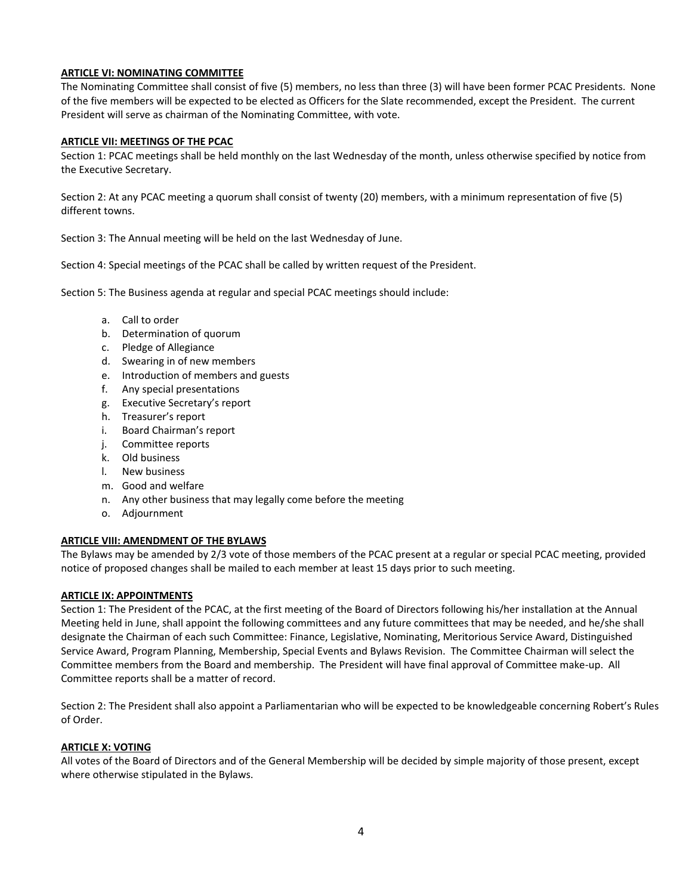## ARTICLE VI: NOMINATING COMMITTEE

The Nominating Committee shall consist of five (5) members, no less than three (3) will have been former PCAC Presidents. None of the five members will be expected to be elected as Officers for the Slate recommended, except the President. The current President will serve as chairman of the Nominating Committee, with vote.

## ARTICLE VII: MEETINGS OF THE PCAC

Section 1: PCAC meetings shall be held monthly on the last Wednesday of the month, unless otherwise specified by notice from the Executive Secretary.

Section 2: At any PCAC meeting a quorum shall consist of twenty (20) members, with a minimum representation of five (5) different towns.

Section 3: The Annual meeting will be held on the last Wednesday of June.

Section 4: Special meetings of the PCAC shall be called by written request of the President.

Section 5: The Business agenda at regular and special PCAC meetings should include:

a. Call to order
b. Determination of quorum
c. Pledge of Allegiance
d. Swearing in of new members
e. Introduction of members and guests
f. Any special presentations
g. Executive Secretary's report
h. Treasurer's report
i. Board Chairman's report
j. Committee reports
k. Old business
l. New business
m. Good and welfare
n. Any other business that may legally come before the meeting
o. Adjournment

## ARTICLE VIII: AMENDMENT OF THE BYLAWS

The Bylaws may be amended by 2/3 vote of those members of the PCAC present at a regular or special PCAC meeting, provided notice of proposed changes shall be mailed to each member at least 15 days prior to such meeting.

## ARTICLE IX: APPOINTMENTS

Section 1: The President of the PCAC, at the first meeting of the Board of Directors following his/her installation at the Annual Meeting held in June, shall appoint the following committees and any future committees that may be needed, and he/she shall designate the Chairman of each such Committee: Finance, Legislative, Nominating, Meritorious Service Award, Distinguished Service Award, Program Planning, Membership, Special Events and Bylaws Revision. The Committee Chairman will select the Committee members from the Board and membership. The President will have final approval of Committee make-up. All Committee reports shall be a matter of record.

Section 2: The President shall also appoint a Parliamentarian who will be expected to be knowledgeable concerning Robert's Rules of Order.

## ARTICLE X: VOTING

All votes of the Board of Directors and of the General Membership will be decided by simple majority of those present, except where otherwise stipulated in the Bylaws.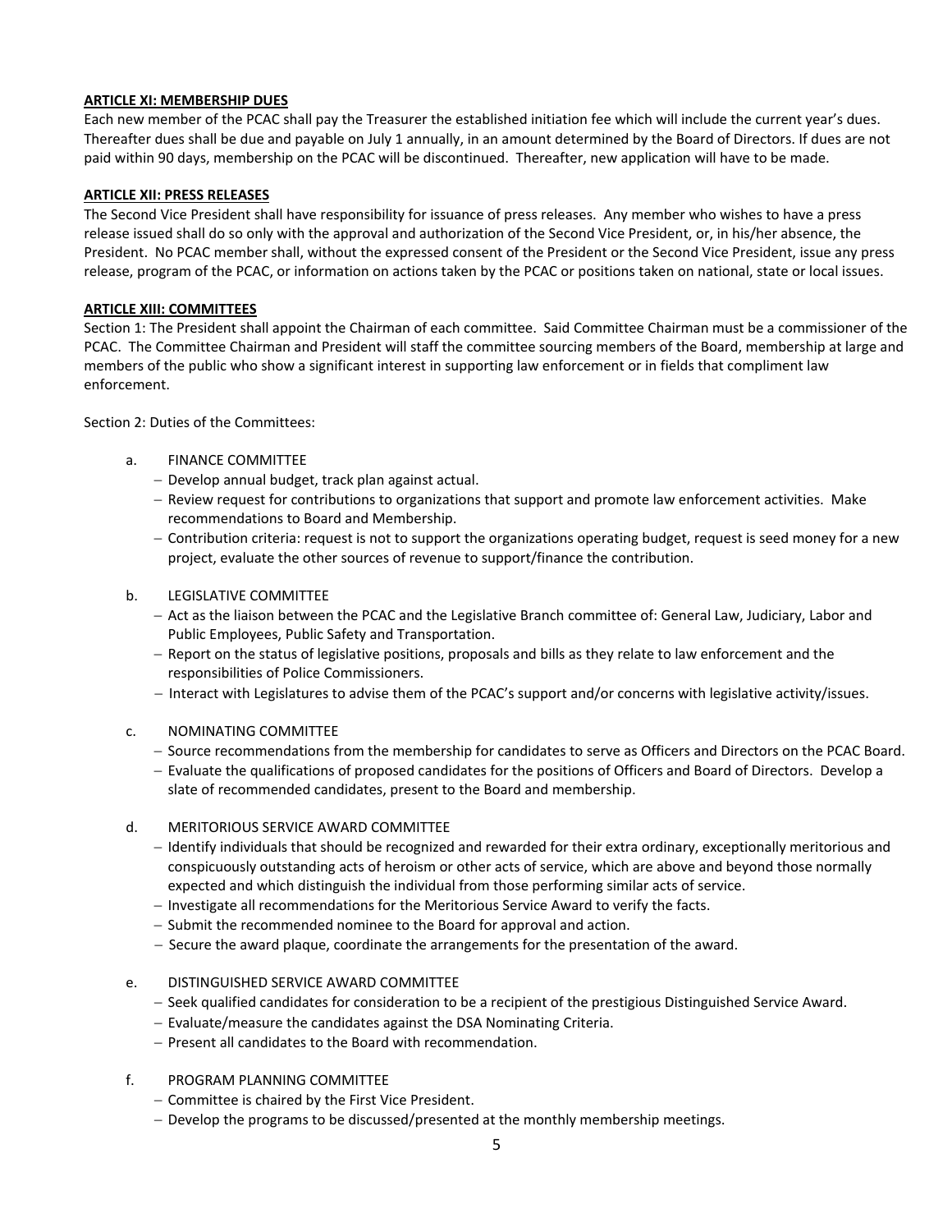## ARTICLE XI: MEMBERSHIP DUES

Each new member of the PCAC shall pay the Treasurer the established initiation fee which will include the current year's dues. Thereafter dues shall be due and payable on July 1 annually, in an amount determined by the Board of Directors. If dues are not paid within 90 days, membership on the PCAC will be discontinued. Thereafter, new application will have to be made.

## ARTICLE XII: PRESS RELEASES

The Second Vice President shall have responsibility for issuance of press releases. Any member who wishes to have a press release issued shall do so only with the approval and authorization of the Second Vice President, or, in his/her absence, the President. No PCAC member shall, without the expressed consent of the President or the Second Vice President, issue any press release, program of the PCAC, or information on actions taken by the PCAC or positions taken on national, state or local issues.

## ARTICLE XIII: COMMITTEES

Section 1: The President shall appoint the Chairman of each committee. Said Committee Chairman must be a commissioner of the PCAC. The Committee Chairman and President will staff the committee sourcing members of the Board, membership at large and members of the public who show a significant interest in supporting law enforcement or in fields that compliment law enforcement.

Section 2: Duties of the Committees:

a. FINANCE COMMITTEE
   - Develop annual budget, track plan against actual.
   - Review request for contributions to organizations that support and promote law enforcement activities. Make recommendations to Board and Membership.
   - Contribution criteria: request is not to support the organizations operating budget, request is seed money for a new project, evaluate the other sources of revenue to support/finance the contribution.

b. LEGISLATIVE COMMITTEE
   - Act as the liaison between the PCAC and the Legislative Branch committee of: General Law, Judiciary, Labor and Public Employees, Public Safety and Transportation.
   - Report on the status of legislative positions, proposals and bills as they relate to law enforcement and the responsibilities of Police Commissioners.
   - Interact with Legislatures to advise them of the PCAC's support and/or concerns with legislative activity/issues.

c. NOMINATING COMMITTEE
   - Source recommendations from the membership for candidates to serve as Officers and Directors on the PCAC Board.
   - Evaluate the qualifications of proposed candidates for the positions of Officers and Board of Directors. Develop a slate of recommended candidates, present to the Board and membership.

d. MERITORIOUS SERVICE AWARD COMMITTEE
   - Identify individuals that should be recognized and rewarded for their extra ordinary, exceptionally meritorious and conspicuously outstanding acts of heroism or other acts of service, which are above and beyond those normally expected and which distinguish the individual from those performing similar acts of service.
   - Investigate all recommendations for the Meritorious Service Award to verify the facts.
   - Submit the recommended nominee to the Board for approval and action.
   - Secure the award plaque, coordinate the arrangements for the presentation of the award.

e. DISTINGUISHED SERVICE AWARD COMMITTEE
   - Seek qualified candidates for consideration to be a recipient of the prestigious Distinguished Service Award.
   - Evaluate/measure the candidates against the DSA Nominating Criteria.
   - Present all candidates to the Board with recommendation.

f. PROGRAM PLANNING COMMITTEE
   - Committee is chaired by the First Vice President.
   - Develop the programs to be discussed/presented at the monthly membership meetings.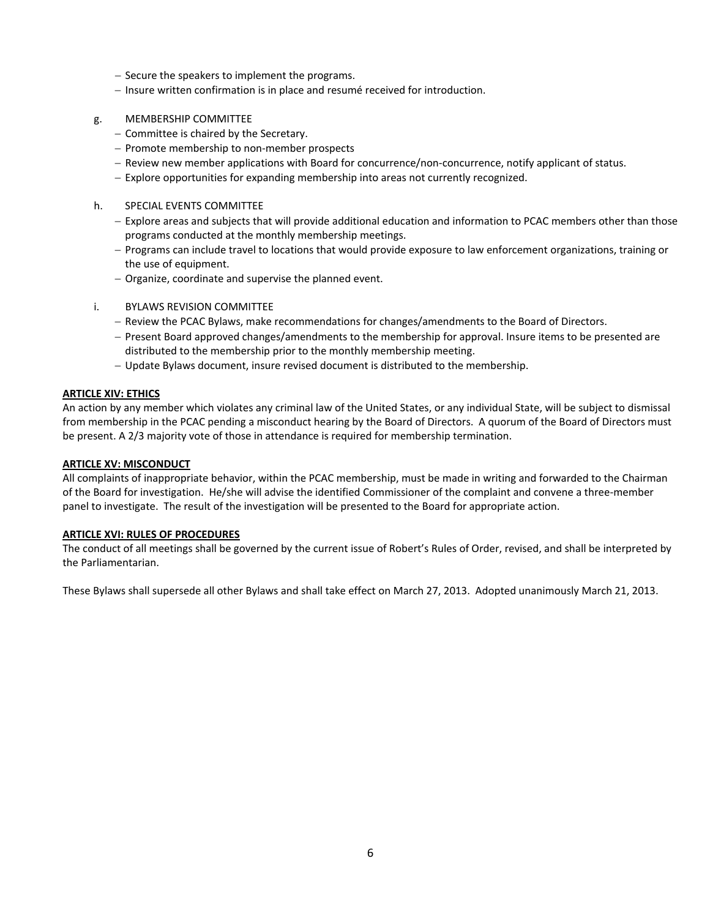- Secure the speakers to implement the programs.
- Insure written confirmation is in place and resumé received for introduction.

g. MEMBERSHIP COMMITTEE
   - Committee is chaired by the Secretary.
   - Promote membership to non-member prospects
   - Review new member applications with Board for concurrence/non-concurrence, notify applicant of status.
   - Explore opportunities for expanding membership into areas not currently recognized.

h. SPECIAL EVENTS COMMITTEE
   - Explore areas and subjects that will provide additional education and information to PCAC members other than those programs conducted at the monthly membership meetings.
   - Programs can include travel to locations that would provide exposure to law enforcement organizations, training or the use of equipment.
   - Organize, coordinate and supervise the planned event.

i. BYLAWS REVISION COMMITTEE
   - Review the PCAC Bylaws, make recommendations for changes/amendments to the Board of Directors.
   - Present Board approved changes/amendments to the membership for approval. Insure items to be presented are distributed to the membership prior to the monthly membership meeting.
   - Update Bylaws document, insure revised document is distributed to the membership.

**ARTICLE XIV: ETHICS**

An action by any member which violates any criminal law of the United States, or any individual State, will be subject to dismissal from membership in the PCAC pending a misconduct hearing by the Board of Directors. A quorum of the Board of Directors must be present. A 2/3 majority vote of those in attendance is required for membership termination.

**ARTICLE XV: MISCONDUCT**

All complaints of inappropriate behavior, within the PCAC membership, must be made in writing and forwarded to the Chairman of the Board for investigation. He/she will advise the identified Commissioner of the complaint and convene a three-member panel to investigate. The result of the investigation will be presented to the Board for appropriate action.

**ARTICLE XVI: RULES OF PROCEDURES**

The conduct of all meetings shall be governed by the current issue of Robert's Rules of Order, revised, and shall be interpreted by the Parliamentarian.

These Bylaws shall supersede all other Bylaws and shall take effect on March 27, 2013. Adopted unanimously March 21, 2013.